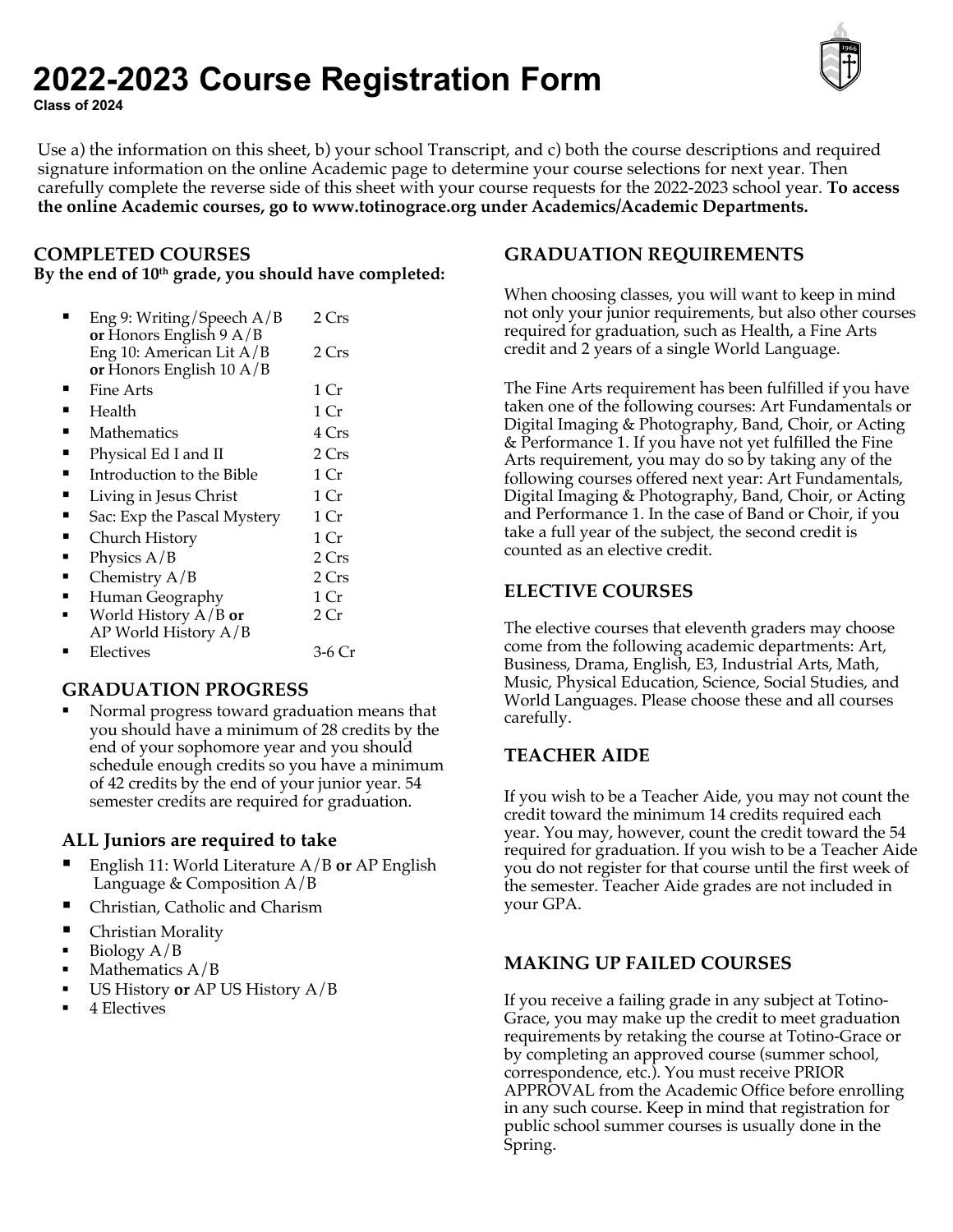# 2022-2023 Course Registration Form

**Class of 2024**

Use a) the information on this sheet, b) your school Transcript, and c) both the course descriptions and required signature information on the online Academic page to determine your course selections for next year. Then carefully complete the reverse side of this sheet with your course requests for the 2022-2023 school year. **To access the online Academic courses, go to www.totinograce.org under Academics/Academic Departments.**

## COMPLETED COURSES

**By the end of 10th grade, you should have completed:**

| Course | Credits |
|---|---|
| Eng 9: Writing/Speech A/B **or** Honors English 9 A/B | 2 Crs |
| Eng 10: American Lit A/B **or** Honors English 10 A/B | 2 Crs |
| Fine Arts | 1 Cr |
| Health | 1 Cr |
| Mathematics | 4 Crs |
| Physical Ed I and II | 2 Crs |
| Introduction to the Bible | 1 Cr |
| Living in Jesus Christ | 1 Cr |
| Sac: Exp the Pascal Mystery | 1 Cr |
| Church History | 1 Cr |
| Physics A/B | 2 Crs |
| Chemistry A/B | 2 Crs |
| Human Geography | 1 Cr |
| World History A/B **or** AP World History A/B | 2 Cr |
| Electives | 3-6 Cr |

## GRADUATION PROGRESS

- Normal progress toward graduation means that you should have a minimum of 28 credits by the end of your sophomore year and you should schedule enough credits so you have a minimum of 42 credits by the end of your junior year. 54 semester credits are required for graduation.

## ALL Juniors are required to take

- English 11: World Literature A/B **or** AP English Language & Composition A/B
- Christian, Catholic and Charism
- Christian Morality
- Biology A/B
- Mathematics A/B
- US History **or** AP US History A/B
- 4 Electives

## GRADUATION REQUIREMENTS

When choosing classes, you will want to keep in mind not only your junior requirements, but also other courses required for graduation, such as Health, a Fine Arts credit and 2 years of a single World Language.

The Fine Arts requirement has been fulfilled if you have taken one of the following courses: Art Fundamentals or Digital Imaging & Photography, Band, Choir, or Acting & Performance 1. If you have not yet fulfilled the Fine Arts requirement, you may do so by taking any of the following courses offered next year: Art Fundamentals, Digital Imaging & Photography, Band, Choir, or Acting and Performance 1. In the case of Band or Choir, if you take a full year of the subject, the second credit is counted as an elective credit.

## ELECTIVE COURSES

The elective courses that eleventh graders may choose come from the following academic departments: Art, Business, Drama, English, E3, Industrial Arts, Math, Music, Physical Education, Science, Social Studies, and World Languages. Please choose these and all courses carefully.

## TEACHER AIDE

If you wish to be a Teacher Aide, you may not count the credit toward the minimum 14 credits required each year. You may, however, count the credit toward the 54 required for graduation. If you wish to be a Teacher Aide you do not register for that course until the first week of the semester. Teacher Aide grades are not included in your GPA.

## MAKING UP FAILED COURSES

If you receive a failing grade in any subject at Totino-Grace, you may make up the credit to meet graduation requirements by retaking the course at Totino-Grace or by completing an approved course (summer school, correspondence, etc.). You must receive PRIOR APPROVAL from the Academic Office before enrolling in any such course. Keep in mind that registration for public school summer courses is usually done in the Spring.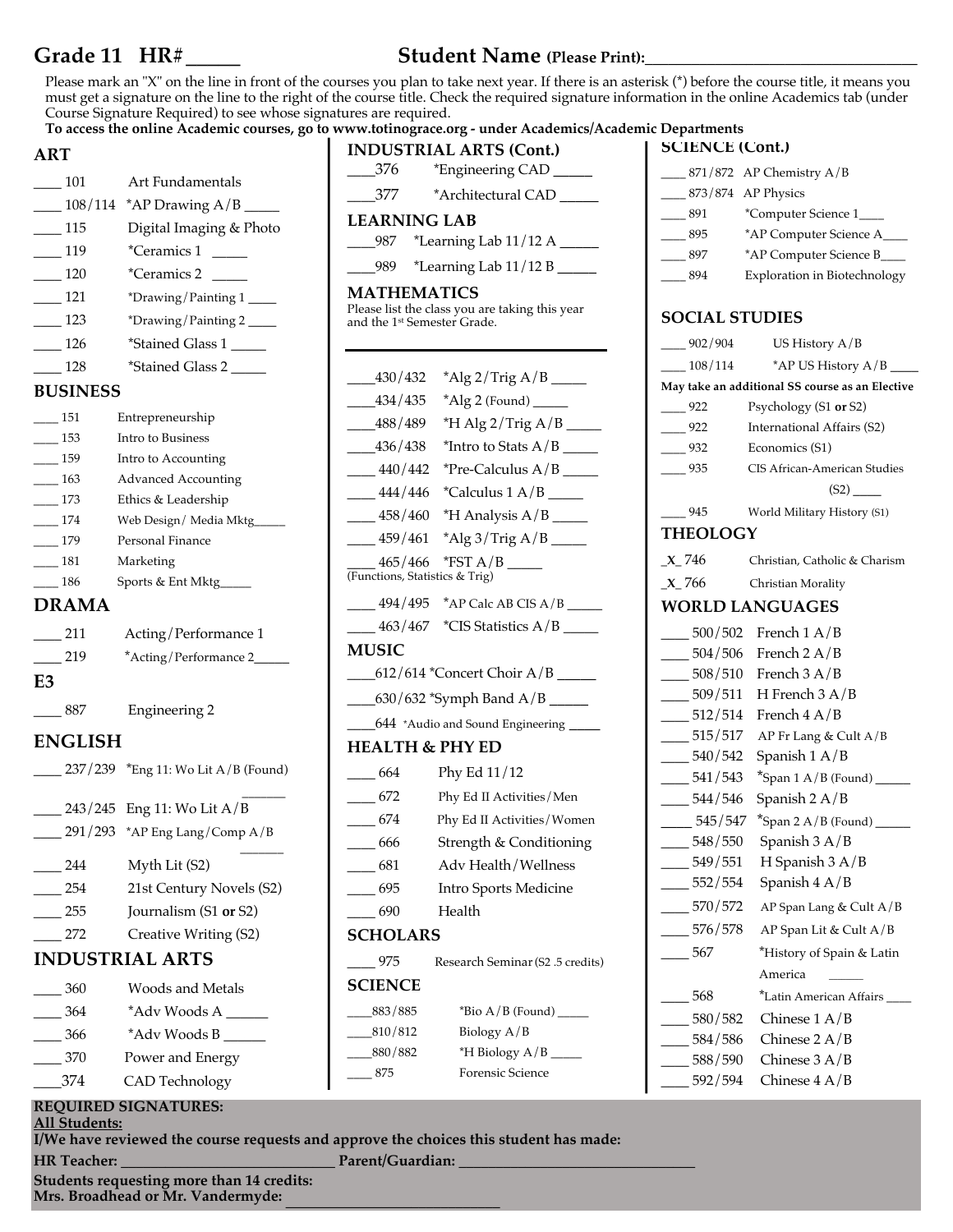# Grade 11 HR# _____ Student Name (Please Print):________________________________

Please mark an "X" on the line in front of the courses you plan to take next year. If there is an asterisk (*) before the course title, it means you must get a signature on the line to the right of the course title. Check the required signature information in the online Academics tab (under Course Signature Required) to see whose signatures are required.
**To access the online Academic courses, go to www.totinograce.org - under Academics/Academic Departments**

## ART

____ 101 Art Fundamentals
____ 108/114 *AP Drawing A/B _____
____ 115 Digital Imaging & Photo
____ 119 *Ceramics 1 _____
____ 120 *Ceramics 2 _____
____ 121 *Drawing/Painting 1 ____
____ 123 *Drawing/Painting 2 ____
____ 126 *Stained Glass 1 _____
____ 128 *Stained Glass 2 _____

## BUSINESS

____ 151 Entrepreneurship
____ 153 Intro to Business
____ 159 Intro to Accounting
____ 163 Advanced Accounting
____ 173 Ethics & Leadership
____ 174 Web Design/ Media Mktg_____
____ 179 Personal Finance
____ 181 Marketing
____ 186 Sports & Ent Mktg_____

## DRAMA

____ 211 Acting/Performance 1
____ 219 *Acting/Performance 2_____

## E3

____ 887 Engineering 2

## ENGLISH

____ 237/239 *Eng 11: Wo Lit A/B (Found) _______
____ 243/245 Eng 11: Wo Lit A/B
____ 291/293 *AP Eng Lang/Comp A/B _______
____ 244 Myth Lit (S2)
____ 254 21st Century Novels (S2)
____ 255 Journalism (S1 **or** S2)
____ 272 Creative Writing (S2)

## INDUSTRIAL ARTS

____ 360 Woods and Metals
____ 364 *Adv Woods A ______
____ 366 *Adv Woods B ______
____ 370 Power and Energy
____374 CAD Technology

## INDUSTRIAL ARTS (Cont.)

____376 *Engineering CAD ______
____377 *Architectural CAD ______

## LEARNING LAB

____987 *Learning Lab 11/12 A ______
____989 *Learning Lab 11/12 B ______

## MATHEMATICS

Please list the class you are taking this year and the 1st Semester Grade.

________________________________________

____430/432 *Alg 2/Trig A/B _____
____434/435 *Alg 2 (Found) _____
____488/489 *H Alg 2/Trig A/B _____
____436/438 *Intro to Stats A/B _____
____ 440/442 *Pre-Calculus A/B _____
____ 444/446 *Calculus 1 A/B _____
____ 458/460 *H Analysis A/B _____
____ 459/461 *Alg 3/Trig A/B _____
____ 465/466 *FST A/B _____
(Functions, Statistics & Trig)
____ 494/495 *AP Calc AB CIS A/B _____
____ 463/467 *CIS Statistics A/B _____

## MUSIC

____612/614 *Concert Choir A/B _____
____630/632 *Symph Band A/B _____
____644 *Audio and Sound Engineering _____

## HEALTH & PHY ED

____ 664 Phy Ed 11/12
____ 672 Phy Ed II Activities/Men
____ 674 Phy Ed II Activities/Women
____ 666 Strength & Conditioning
____ 681 Adv Health/Wellness
____ 695 Intro Sports Medicine
____ 690 Health

## SCHOLARS

____ 975 Research Seminar (S2 .5 credits)

## SCIENCE

____883/885 *Bio A/B (Found) _____
____810/812 Biology A/B
____880/882 *H Biology A/B _____
____ 875 Forensic Science

## SCIENCE (Cont.)

____ 871/872 AP Chemistry A/B
____ 873/874 AP Physics
____ 891 *Computer Science 1____
____ 895 *AP Computer Science A____
____ 897 *AP Computer Science B____
____ 894 Exploration in Biotechnology

## SOCIAL STUDIES

____ 902/904 US History A/B
____ 108/114 *AP US History A/B ____
**May take an additional SS course as an Elective**
____ 922 Psychology (S1 **or** S2)
____ 922 International Affairs (S2)
____ 932 Economics (S1)
____ 935 CIS African-American Studies (S2) ____
____ 945 World Military History (S1)

## THEOLOGY

_X_ 746 Christian, Catholic & Charism
_X_ 766 Christian Morality

## WORLD LANGUAGES

____ 500/502 French 1 A/B
____ 504/506 French 2 A/B
____ 508/510 French 3 A/B
____ 509/511 H French 3 A/B
____ 512/514 French 4 A/B
____ 515/517 AP Fr Lang & Cult A/B
____ 540/542 Spanish 1 A/B
____ 541/543 *Span 1 A/B (Found) _____
____ 544/546 Spanish 2 A/B
____ 545/547 *Span 2 A/B (Found) _____
____ 548/550 Spanish 3 A/B
____ 549/551 H Spanish 3 A/B
____ 552/554 Spanish 4 A/B
____ 570/572 AP Span Lang & Cult A/B
____ 576/578 AP Span Lit & Cult A/B
____ 567 *History of Spain & Latin America ______
____ 568 *Latin American Affairs ____
____ 580/582 Chinese 1 A/B
____ 584/586 Chinese 2 A/B
____ 588/590 Chinese 3 A/B
____ 592/594 Chinese 4 A/B

**REQUIRED SIGNATURES:**
**All Students:**
**I/We have reviewed the course requests and approve the choices this student has made:**
**HR Teacher: ________________________________ Parent/Guardian: ________________________________**
**Students requesting more than 14 credits:**
**Mrs. Broadhead or Mr. Vandermyde: ______________________________**